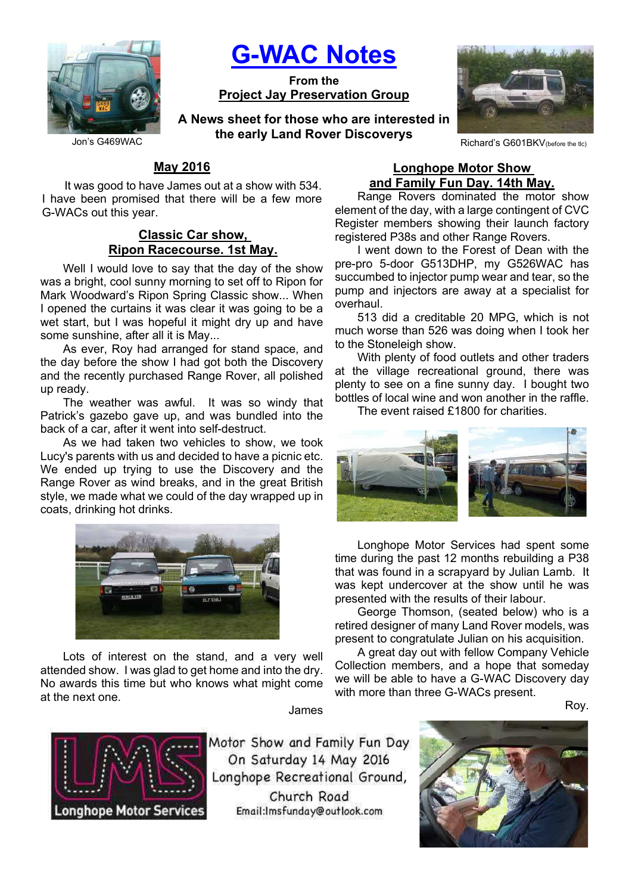# G-WAC Notes

**From the**
**Project Jay Preservation Group**

**A News sheet for those who are interested in the early Land Rover Discoverys**

Jon's G469WAC

Richard's G601BKV(before the tlc)

## May 2016

It was good to have James out at a show with 534. I have been promised that there will be a few more G-WACs out this year.

### Classic Car show, Ripon Racecourse. 1st May.

Well I would love to say that the day of the show was a bright, cool sunny morning to set off to Ripon for Mark Woodward's Ripon Spring Classic show... When I opened the curtains it was clear it was going to be a wet start, but I was hopeful it might dry up and have some sunshine, after all it is May...

As ever, Roy had arranged for stand space, and the day before the show I had got both the Discovery and the recently purchased Range Rover, all polished up ready.

The weather was awful. It was so windy that Patrick's gazebo gave up, and was bundled into the back of a car, after it went into self-destruct.

As we had taken two vehicles to show, we took Lucy's parents with us and decided to have a picnic etc. We ended up trying to use the Discovery and the Range Rover as wind breaks, and in the great British style, we made what we could of the day wrapped up in coats, drinking hot drinks.

Lots of interest on the stand, and a very well attended show. I was glad to get home and into the dry. No awards this time but who knows what might come at the next one.

James

### Longhope Motor Show and Family Fun Day. 14th May.

Range Rovers dominated the motor show element of the day, with a large contingent of CVC Register members showing their launch factory registered P38s and other Range Rovers.

I went down to the Forest of Dean with the pre-pro 5-door G513DHP, my G526WAC has succumbed to injector pump wear and tear, so the pump and injectors are away at a specialist for overhaul.

513 did a creditable 20 MPG, which is not much worse than 526 was doing when I took her to the Stoneleigh show.

With plenty of food outlets and other traders at the village recreational ground, there was plenty to see on a fine sunny day. I bought two bottles of local wine and won another in the raffle.

The event raised £1800 for charities.

Longhope Motor Services had spent some time during the past 12 months rebuilding a P38 that was found in a scrapyard by Julian Lamb. It was kept undercover at the show until he was presented with the results of their labour.

George Thomson, (seated below) who is a retired designer of many Land Rover models, was present to congratulate Julian on his acquisition.

A great day out with fellow Company Vehicle Collection members, and a hope that someday we will be able to have a G-WAC Discovery day with more than three G-WACs present.

Roy.

LMS Longhope Motor Services

Motor Show and Family Fun Day
On Saturday 14 May 2016
Longhope Recreational Ground,
Church Road
Email:lmsfunday@outlook.com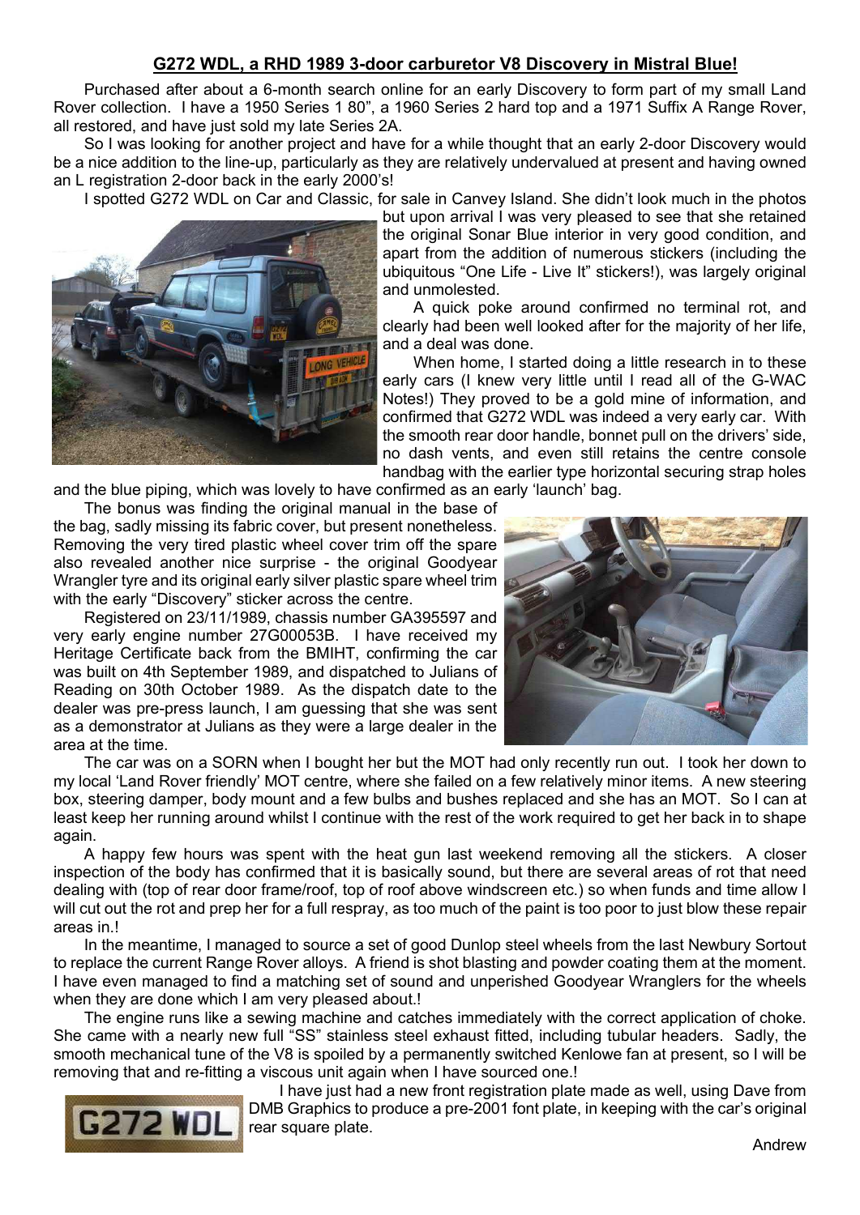## G272 WDL, a RHD 1989 3-door carburetor V8 Discovery in Mistral Blue!

Purchased after about a 6-month search online for an early Discovery to form part of my small Land Rover collection. I have a 1950 Series 1 80", a 1960 Series 2 hard top and a 1971 Suffix A Range Rover, all restored, and have just sold my late Series 2A.

So I was looking for another project and have for a while thought that an early 2-door Discovery would be a nice addition to the line-up, particularly as they are relatively undervalued at present and having owned an L registration 2-door back in the early 2000's!

I spotted G272 WDL on Car and Classic, for sale in Canvey Island. She didn't look much in the photos but upon arrival I was very pleased to see that she retained the original Sonar Blue interior in very good condition, and apart from the addition of numerous stickers (including the ubiquitous "One Life - Live It" stickers!), was largely original and unmolested.

A quick poke around confirmed no terminal rot, and clearly had been well looked after for the majority of her life, and a deal was done.

When home, I started doing a little research in to these early cars (I knew very little until I read all of the G-WAC Notes!) They proved to be a gold mine of information, and confirmed that G272 WDL was indeed a very early car. With the smooth rear door handle, bonnet pull on the drivers' side, no dash vents, and even still retains the centre console handbag with the earlier type horizontal securing strap holes and the blue piping, which was lovely to have confirmed as an early 'launch' bag.

The bonus was finding the original manual in the base of the bag, sadly missing its fabric cover, but present nonetheless. Removing the very tired plastic wheel cover trim off the spare also revealed another nice surprise - the original Goodyear Wrangler tyre and its original early silver plastic spare wheel trim with the early "Discovery" sticker across the centre.

Registered on 23/11/1989, chassis number GA395597 and very early engine number 27G00053B. I have received my Heritage Certificate back from the BMIHT, confirming the car was built on 4th September 1989, and dispatched to Julians of Reading on 30th October 1989. As the dispatch date to the dealer was pre-press launch, I am guessing that she was sent as a demonstrator at Julians as they were a large dealer in the area at the time.

The car was on a SORN when I bought her but the MOT had only recently run out. I took her down to my local 'Land Rover friendly' MOT centre, where she failed on a few relatively minor items. A new steering box, steering damper, body mount and a few bulbs and bushes replaced and she has an MOT. So I can at least keep her running around whilst I continue with the rest of the work required to get her back in to shape again.

A happy few hours was spent with the heat gun last weekend removing all the stickers. A closer inspection of the body has confirmed that it is basically sound, but there are several areas of rot that need dealing with (top of rear door frame/roof, top of roof above windscreen etc.) so when funds and time allow I will cut out the rot and prep her for a full respray, as too much of the paint is too poor to just blow these repair areas in.!

In the meantime, I managed to source a set of good Dunlop steel wheels from the last Newbury Sortout to replace the current Range Rover alloys. A friend is shot blasting and powder coating them at the moment. I have even managed to find a matching set of sound and unperished Goodyear Wranglers for the wheels when they are done which I am very pleased about.!

The engine runs like a sewing machine and catches immediately with the correct application of choke. She came with a nearly new full "SS" stainless steel exhaust fitted, including tubular headers. Sadly, the smooth mechanical tune of the V8 is spoiled by a permanently switched Kenlowe fan at present, so I will be removing that and re-fitting a viscous unit again when I have sourced one.!

I have just had a new front registration plate made as well, using Dave from DMB Graphics to produce a pre-2001 font plate, in keeping with the car's original rear square plate.

Andrew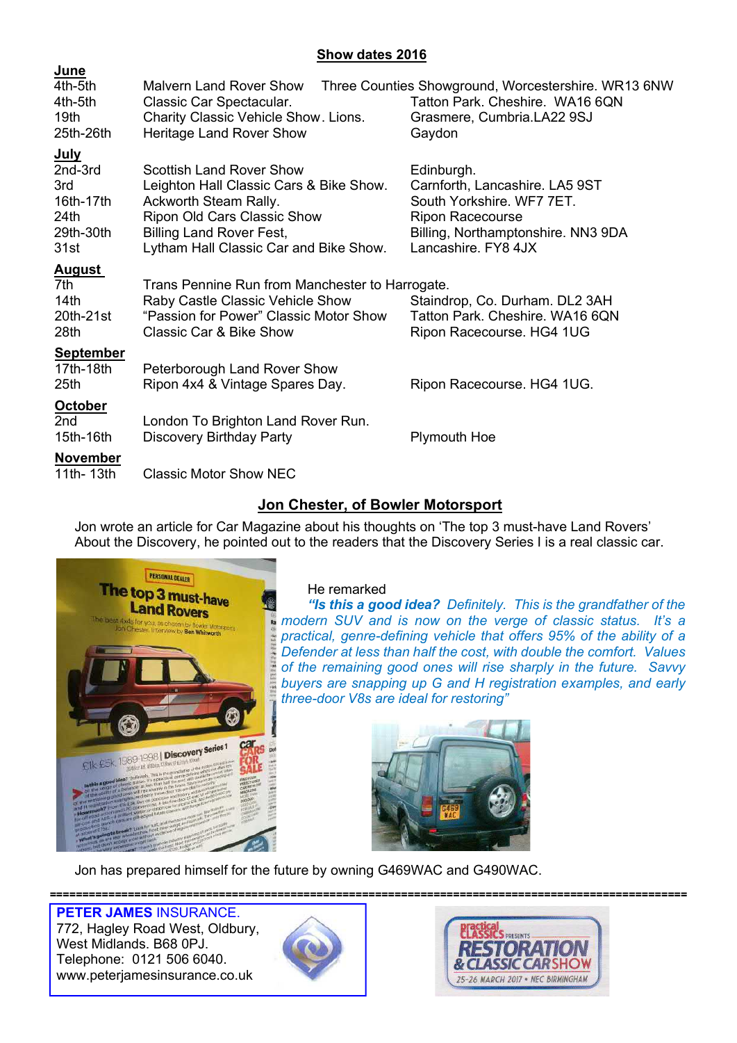## Show dates 2016

**June**

| | | |
|---|---|---|
| 4th-5th | Malvern Land Rover Show | Three Counties Showground, Worcestershire. WR13 6NW |
| 4th-5th | Classic Car Spectacular. | Tatton Park. Cheshire. WA16 6QN |
| 19th | Charity Classic Vehicle Show. Lions. | Grasmere, Cumbria.LA22 9SJ |
| 25th-26th | Heritage Land Rover Show | Gaydon |

**July**

| | | |
|---|---|---|
| 2nd-3rd | Scottish Land Rover Show | Edinburgh. |
| 3rd | Leighton Hall Classic Cars & Bike Show. | Carnforth, Lancashire. LA5 9ST |
| 16th-17th | Ackworth Steam Rally. | South Yorkshire. WF7 7ET. |
| 24th | Ripon Old Cars Classic Show | Ripon Racecourse |
| 29th-30th | Billing Land Rover Fest, | Billing, Northamptonshire. NN3 9DA |
| 31st | Lytham Hall Classic Car and Bike Show. | Lancashire. FY8 4JX |

**August**

| | | |
|---|---|---|
| 7th | Trans Pennine Run from Manchester to Harrogate. | |
| 14th | Raby Castle Classic Vehicle Show | Staindrop, Co. Durham. DL2 3AH |
| 20th-21st | "Passion for Power" Classic Motor Show | Tatton Park. Cheshire. WA16 6QN |
| 28th | Classic Car & Bike Show | Ripon Racecourse. HG4 1UG |

**September**

| | | |
|---|---|---|
| 17th-18th | Peterborough Land Rover Show | |
| 25th | Ripon 4x4 & Vintage Spares Day. | Ripon Racecourse. HG4 1UG. |

**October**

| | | |
|---|---|---|
| 2nd | London To Brighton Land Rover Run. | |
| 15th-16th | Discovery Birthday Party | Plymouth Hoe |

**November**

| | | |
|---|---|---|
| 11th- 13th | Classic Motor Show NEC | |

## Jon Chester, of Bowler Motorsport

Jon wrote an article for Car Magazine about his thoughts on 'The top 3 must-have Land Rovers' About the Discovery, he pointed out to the readers that the Discovery Series I is a real classic car.

He remarked

*"**Is this a good idea?** Definitely. This is the grandfather of the modern SUV and is now on the verge of classic status. It's a practical, genre-defining vehicle that offers 95% of the ability of a Defender at less than half the cost, with double the comfort. Values of the remaining good ones will rise sharply in the future. Savvy buyers are snapping up G and H registration examples, and early three-door V8s are ideal for restoring"*

Jon has prepared himself for the future by owning G469WAC and G490WAC.

---

**PETER JAMES** INSURANCE.
772, Hagley Road West, Oldbury,
West Midlands. B68 0PJ.
Telephone: 0121 506 6040.
www.peterjamesinsurance.co.uk

Practical Classics presents RESTORATION & CLASSIC CAR SHOW
25-26 MARCH 2017 • NEC BIRMINGHAM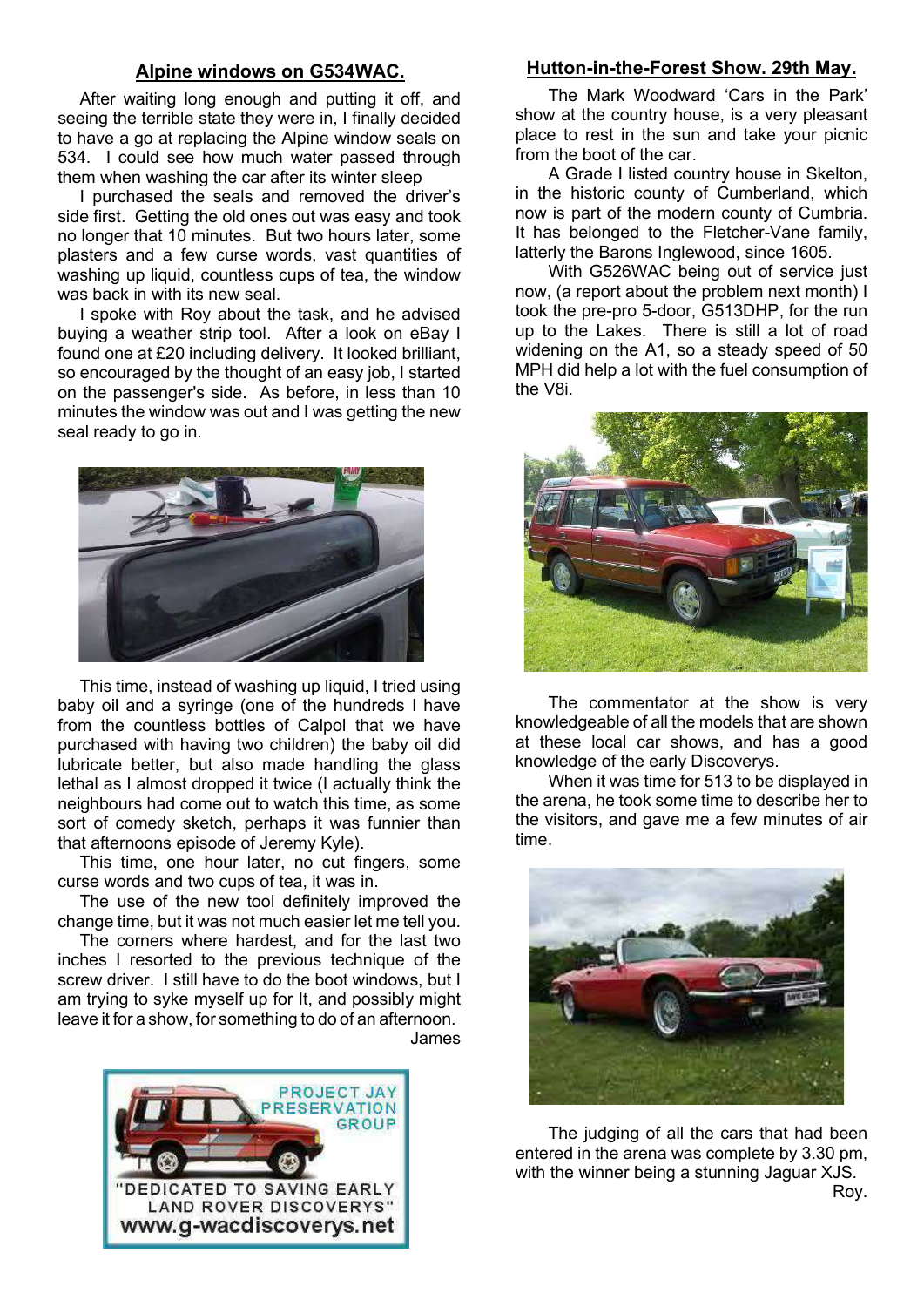## Alpine windows on G534WAC.

After waiting long enough and putting it off, and seeing the terrible state they were in, I finally decided to have a go at replacing the Alpine window seals on 534. I could see how much water passed through them when washing the car after its winter sleep

I purchased the seals and removed the driver's side first. Getting the old ones out was easy and took no longer that 10 minutes. But two hours later, some plasters and a few curse words, vast quantities of washing up liquid, countless cups of tea, the window was back in with its new seal.

I spoke with Roy about the task, and he advised buying a weather strip tool. After a look on eBay I found one at £20 including delivery. It looked brilliant, so encouraged by the thought of an easy job, I started on the passenger's side. As before, in less than 10 minutes the window was out and I was getting the new seal ready to go in.

This time, instead of washing up liquid, I tried using baby oil and a syringe (one of the hundreds I have from the countless bottles of Calpol that we have purchased with having two children) the baby oil did lubricate better, but also made handling the glass lethal as I almost dropped it twice (I actually think the neighbours had come out to watch this time, as some sort of comedy sketch, perhaps it was funnier than that afternoons episode of Jeremy Kyle).

This time, one hour later, no cut fingers, some curse words and two cups of tea, it was in.

The use of the new tool definitely improved the change time, but it was not much easier let me tell you.

The corners where hardest, and for the last two inches I resorted to the previous technique of the screw driver. I still have to do the boot windows, but I am trying to syke myself up for It, and possibly might leave it for a show, for something to do of an afternoon.

James

PROJECT JAY PRESERVATION GROUP

"DEDICATED TO SAVING EARLY LAND ROVER DISCOVERYS"

www.g-wacdiscoverys.net

## Hutton-in-the-Forest Show. 29th May.

The Mark Woodward 'Cars in the Park' show at the country house, is a very pleasant place to rest in the sun and take your picnic from the boot of the car.

A Grade I listed country house in Skelton, in the historic county of Cumberland, which now is part of the modern county of Cumbria. It has belonged to the Fletcher-Vane family, latterly the Barons Inglewood, since 1605.

With G526WAC being out of service just now, (a report about the problem next month) I took the pre-pro 5-door, G513DHP, for the run up to the Lakes. There is still a lot of road widening on the A1, so a steady speed of 50 MPH did help a lot with the fuel consumption of the V8i.

The commentator at the show is very knowledgeable of all the models that are shown at these local car shows, and has a good knowledge of the early Discoverys.

When it was time for 513 to be displayed in the arena, he took some time to describe her to the visitors, and gave me a few minutes of air time.

The judging of all the cars that had been entered in the arena was complete by 3.30 pm, with the winner being a stunning Jaguar XJS.

Roy.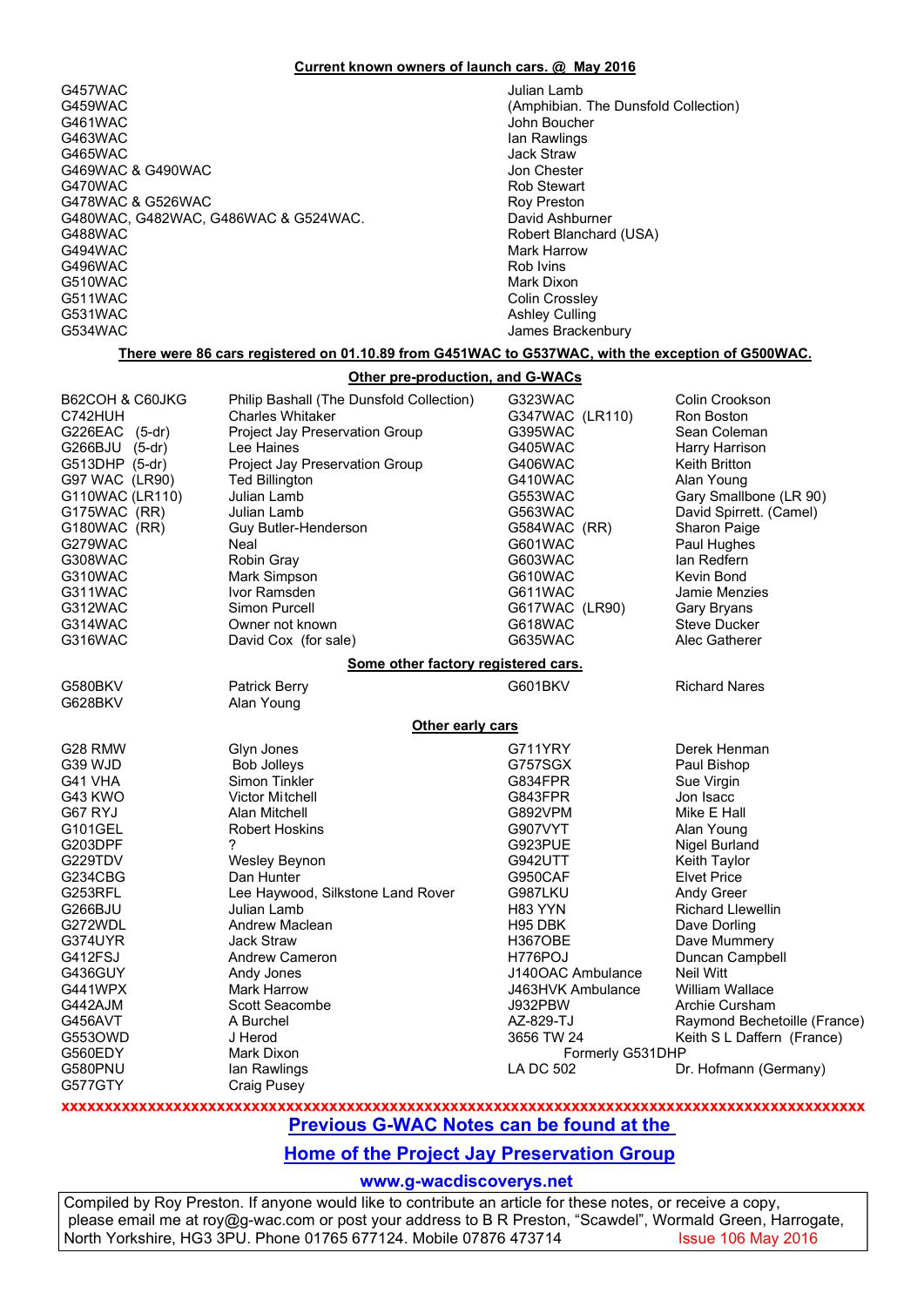**Current known owners of launch cars. @ May 2016**

| | |
|---|---|
| G457WAC | Julian Lamb |
| G459WAC | (Amphibian. The Dunsfold Collection) |
| G461WAC | John Boucher |
| G463WAC | Ian Rawlings |
| G465WAC | Jack Straw |
| G469WAC & G490WAC | Jon Chester |
| G470WAC | Rob Stewart |
| G478WAC & G526WAC | Roy Preston |
| G480WAC, G482WAC, G486WAC & G524WAC. | David Ashburner |
| G488WAC | Robert Blanchard (USA) |
| G494WAC | Mark Harrow |
| G496WAC | Rob Ivins |
| G510WAC | Mark Dixon |
| G511WAC | Colin Crossley |
| G531WAC | Ashley Culling |
| G534WAC | James Brackenbury |

**There were 86 cars registered on 01.10.89 from G451WAC to G537WAC, with the exception of G500WAC.**

**Other pre-production, and G-WACs**

| | | | |
|---|---|---|---|
| B62COH & C60JKG | Philip Bashall (The Dunsfold Collection) | G323WAC | Colin Crookson |
| C742HUH | Charles Whitaker | G347WAC (LR110) | Ron Boston |
| G226EAC (5-dr) | Project Jay Preservation Group | G395WAC | Sean Coleman |
| G266BJU (5-dr) | Lee Haines | G405WAC | Harry Harrison |
| G513DHP (5-dr) | Project Jay Preservation Group | G406WAC | Keith Britton |
| G97 WAC (LR90) | Ted Billington | G410WAC | Alan Young |
| G110WAC (LR110) | Julian Lamb | G553WAC | Gary Smallbone (LR 90) |
| G175WAC (RR) | Julian Lamb | G563WAC | David Spirrett. (Camel) |
| G180WAC (RR) | Guy Butler-Henderson | G584WAC (RR) | Sharon Paige |
| G279WAC | Neal | G601WAC | Paul Hughes |
| G308WAC | Robin Gray | G603WAC | Ian Redfern |
| G310WAC | Mark Simpson | G610WAC | Kevin Bond |
| G311WAC | Ivor Ramsden | G611WAC | Jamie Menzies |
| G312WAC | Simon Purcell | G617WAC (LR90) | Gary Bryans |
| G314WAC | Owner not known | G618WAC | Steve Ducker |
| G316WAC | David Cox (for sale) | G635WAC | Alec Gatherer |

**Some other factory registered cars.**

| | | | |
|---|---|---|---|
| G580BKV | Patrick Berry | G601BKV | Richard Nares |
| G628BKV | Alan Young | | |

**Other early cars**

| | | | |
|---|---|---|---|
| G28 RMW | Glyn Jones | G711YRY | Derek Henman |
| G39 WJD | Bob Jolleys | G757SGX | Paul Bishop |
| G41 VHA | Simon Tinkler | G834FPR | Sue Virgin |
| G43 KWO | Victor Mitchell | G843FPR | Jon Isacc |
| G67 RYJ | Alan Mitchell | G892VPM | Mike E Hall |
| G101GEL | Robert Hoskins | G907VYT | Alan Young |
| G203DPF | ? | G923PUE | Nigel Burland |
| G229TDV | Wesley Beynon | G942UTT | Keith Taylor |
| G234CBG | Dan Hunter | G950CAF | Elvet Price |
| G253RFL | Lee Haywood, Silkstone Land Rover | G987LKU | Andy Greer |
| G266BJU | Julian Lamb | H83 YYN | Richard Llewellin |
| G272WDL | Andrew Maclean | H95 DBK | Dave Dorling |
| G374UYR | Jack Straw | H367OBE | Dave Mummery |
| G412FSJ | Andrew Cameron | H776POJ | Duncan Campbell |
| G436GUY | Andy Jones | J140OAC Ambulance | Neil Witt |
| G441WPX | Mark Harrow | J463HVK Ambulance | William Wallace |
| G442AJM | Scott Seacombe | J932PBW | Archie Cursham |
| G456AVT | A Burchel | AZ-829-TJ | Raymond Bechetoille (France) |
| G553OWD | J Herod | 3656 TW 24 | Keith S L Daffern (France) |
| G560EDY | Mark Dixon | Formerly G531DHP | |
| G580PNU | Ian Rawlings | LA DC 502 | Dr. Hofmann (Germany) |
| G577GTY | Craig Pusey | | |

xxxxxxxxxxxxxxxxxxxxxxxxxxxxxxxxxxxxxxxxxxxxxxxxxxxxxxxxxxxxxxxxxxxxxxxxxxxxxxxxxxxxxxxxx

**Previous G-WAC Notes can be found at the**

**Home of the Project Jay Preservation Group**

**www.g-wacdiscoverys.net**

Compiled by Roy Preston. If anyone would like to contribute an article for these notes, or receive a copy, please email me at roy@g-wac.com or post your address to B R Preston, "Scawdel", Wormald Green, Harrogate, North Yorkshire, HG3 3PU. Phone 01765 677124. Mobile 07876 473714 Issue 106 May 2016